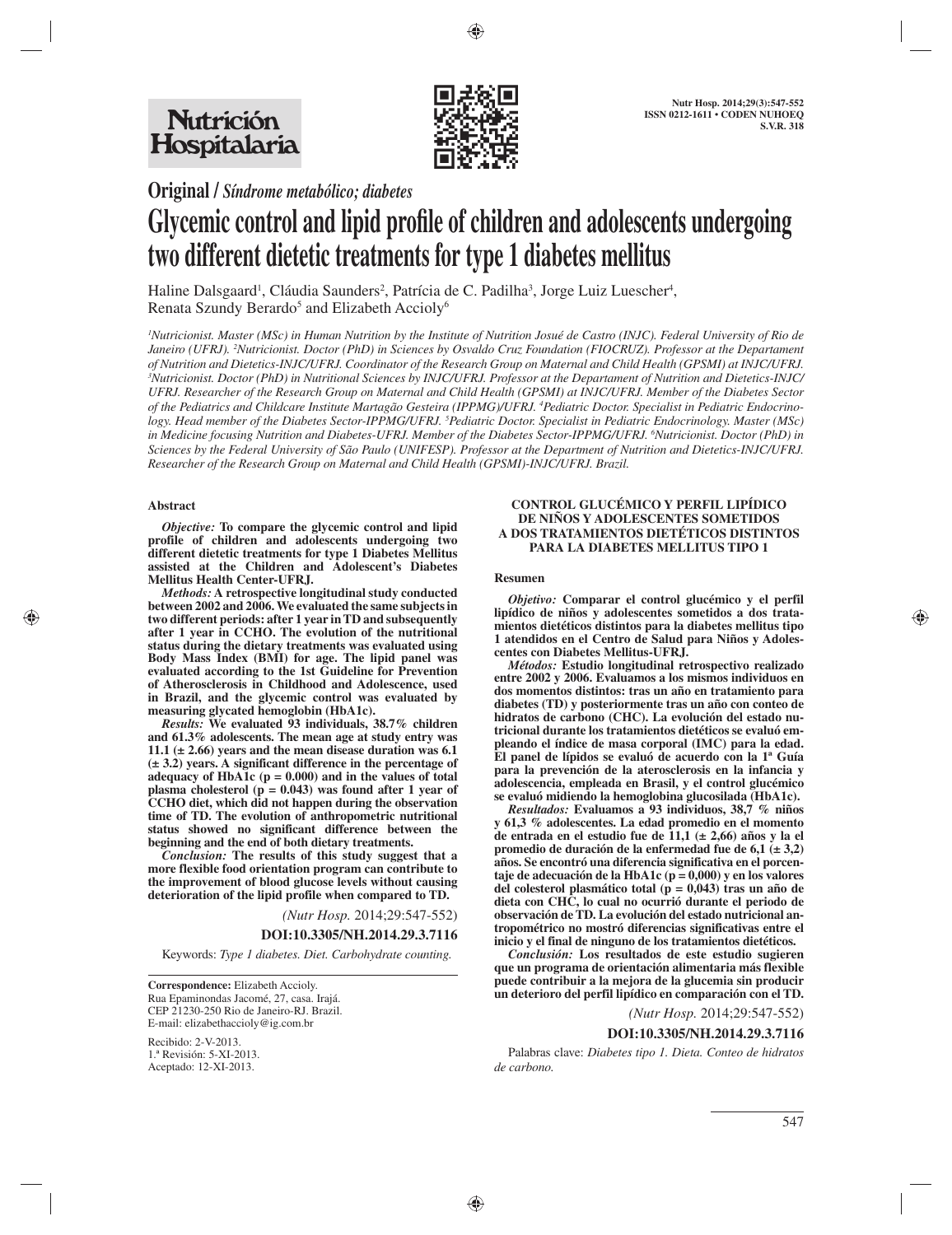**Original /** *Síndrome metabólico; diabetes*

# Glycemic control and lipid profile of children and adolescents undergoing two different dietetic treatments for type 1 diabetes mellitus

Haline Dalsgaard[1], Cláudia Saunders[2], Patrícia de C. Padilha[3], Jorge Luiz Luescher[4], Renata Szundy Berardo[5] and Elizabeth Accioly[6]

*[1]Nutricionist. Master (MSc) in Human Nutrition by the Institute of Nutrition Josué de Castro (INJC). Federal University of Rio de Janeiro (UFRJ). [2]Nutricionist. Doctor (PhD) in Sciences by Osvaldo Cruz Foundation (FIOCRUZ). Professor at the Departament of Nutrition and Dietetics-INJC/UFRJ. Coordinator of the Research Group on Maternal and Child Health (GPSMI) at INJC/UFRJ. [3]Nutricionist. Doctor (PhD) in Nutritional Sciences by INJC/UFRJ. Professor at the Departament of Nutrition and Dietetics-INJC/UFRJ. Researcher of the Research Group on Maternal and Child Health (GPSMI) at INJC/UFRJ. Member of the Diabetes Sector of the Pediatrics and Childcare Institute Martagão Gesteira (IPPMG)/UFRJ. [4]Pediatric Doctor. Specialist in Pediatric Endocrinology. Head member of the Diabetes Sector-IPPMG/UFRJ. [5]Pediatric Doctor. Specialist in Pediatric Endocrinology. Master (MSc) in Medicine focusing Nutrition and Diabetes-UFRJ. Member of the Diabetes Sector-IPPMG/UFRJ. [6]Nutricionist. Doctor (PhD) in Sciences by the Federal University of São Paulo (UNIFESP). Professor at the Department of Nutrition and Dietetics-INJC/UFRJ. Researcher of the Research Group on Maternal and Child Health (GPSMI)-INJC/UFRJ. Brazil.*

## Abstract

***Objective:*** **To compare the glycemic control and lipid profile of children and adolescents undergoing two different dietetic treatments for type 1 Diabetes Mellitus assisted at the Children and Adolescent's Diabetes Mellitus Health Center-UFRJ.**

***Methods:*** **A retrospective longitudinal study conducted between 2002 and 2006. We evaluated the same subjects in two different periods: after 1 year in TD and subsequently after 1 year in CCHO. The evolution of the nutritional status during the dietary treatments was evaluated using Body Mass Index (BMI) for age. The lipid panel was evaluated according to the 1st Guideline for Prevention of Atherosclerosis in Childhood and Adolescence, used in Brazil, and the glycemic control was evaluated by measuring glycated hemoglobin (HbA1c).**

***Results:*** **We evaluated 93 individuals, 38.7% children and 61.3% adolescents. The mean age at study entry was 11.1 (± 2.66) years and the mean disease duration was 6.1 (± 3.2) years. A significant difference in the percentage of adequacy of HbA1c (p = 0.000) and in the values of total plasma cholesterol (p = 0.043) was found after 1 year of CCHO diet, which did not happen during the observation time of TD. The evolution of anthropometric nutritional status showed no significant difference between the beginning and the end of both dietary treatments.**

***Conclusion:*** **The results of this study suggest that a more flexible food orientation program can contribute to the improvement of blood glucose levels without causing deterioration of the lipid profile when compared to TD.**

*(Nutr Hosp.* 2014;29:547-552)

**DOI:10.3305/NH.2014.29.3.7116**

Keywords: *Type 1 diabetes. Diet. Carbohydrate counting.*

**Correspondence:** Elizabeth Accioly.
Rua Epaminondas Jacomé, 27, casa. Irajá.
CEP 21230-250 Rio de Janeiro-RJ. Brazil.
E-mail: elizabethaccioly@ig.com.br

Recibido: 2-V-2013.
1.ª Revisión: 5-XI-2013.
Aceptado: 12-XI-2013.

## CONTROL GLUCÉMICO Y PERFIL LIPÍDICO DE NIÑOS Y ADOLESCENTES SOMETIDOS A DOS TRATAMIENTOS DIETÉTICOS DISTINTOS PARA LA DIABETES MELLITUS TIPO 1

### Resumen

***Objetivo:*** **Comparar el control glucémico y el perfil lipídico de niños y adolescentes sometidos a dos tratamientos dietéticos distintos para la diabetes mellitus tipo 1 atendidos en el Centro de Salud para Niños y Adolescentes con Diabetes Mellitus-UFRJ.**

***Métodos:*** **Estudio longitudinal retrospectivo realizado entre 2002 y 2006. Evaluamos a los mismos individuos en dos momentos distintos: tras un año en tratamiento para diabetes (TD) y posteriormente tras un año con conteo de hidratos de carbono (CHC). La evolución del estado nutricional durante los tratamientos dietéticos se evaluó empleando el índice de masa corporal (IMC) para la edad. El panel de lípidos se evaluó de acuerdo con la 1ª Guía para la prevención de la aterosclerosis en la infancia y adolescencia, empleada en Brasil, y el control glucémico se evaluó midiendo la hemoglobina glucosilada (HbA1c).**

***Resultados:*** **Evaluamos a 93 individuos, 38,7 % niños y 61,3 % adolescentes. La edad promedio en el momento de entrada en el estudio fue de 11,1 (± 2,66) años y la el promedio de duración de la enfermedad fue de 6,1 (± 3,2) años. Se encontró una diferencia significativa en el porcentaje de adecuación de la HbA1c (p = 0,000) y en los valores del colesterol plasmático total (p = 0,043) tras un año de dieta con CHC, lo cual no ocurrió durante el periodo de observación de TD. La evolución del estado nutricional antropométrico no mostró diferencias significativas entre el inicio y el final de ninguno de los tratamientos dietéticos.**

***Conclusión:*** **Los resultados de este estudio sugieren que un programa de orientación alimentaria más flexible puede contribuir a la mejora de la glucemia sin producir un deterioro del perfil lipídico en comparación con el TD.**

*(Nutr Hosp.* 2014;29:547-552)

**DOI:10.3305/NH.2014.29.3.7116**

Palabras clave: *Diabetes tipo 1. Dieta. Conteo de hidratos de carbono.*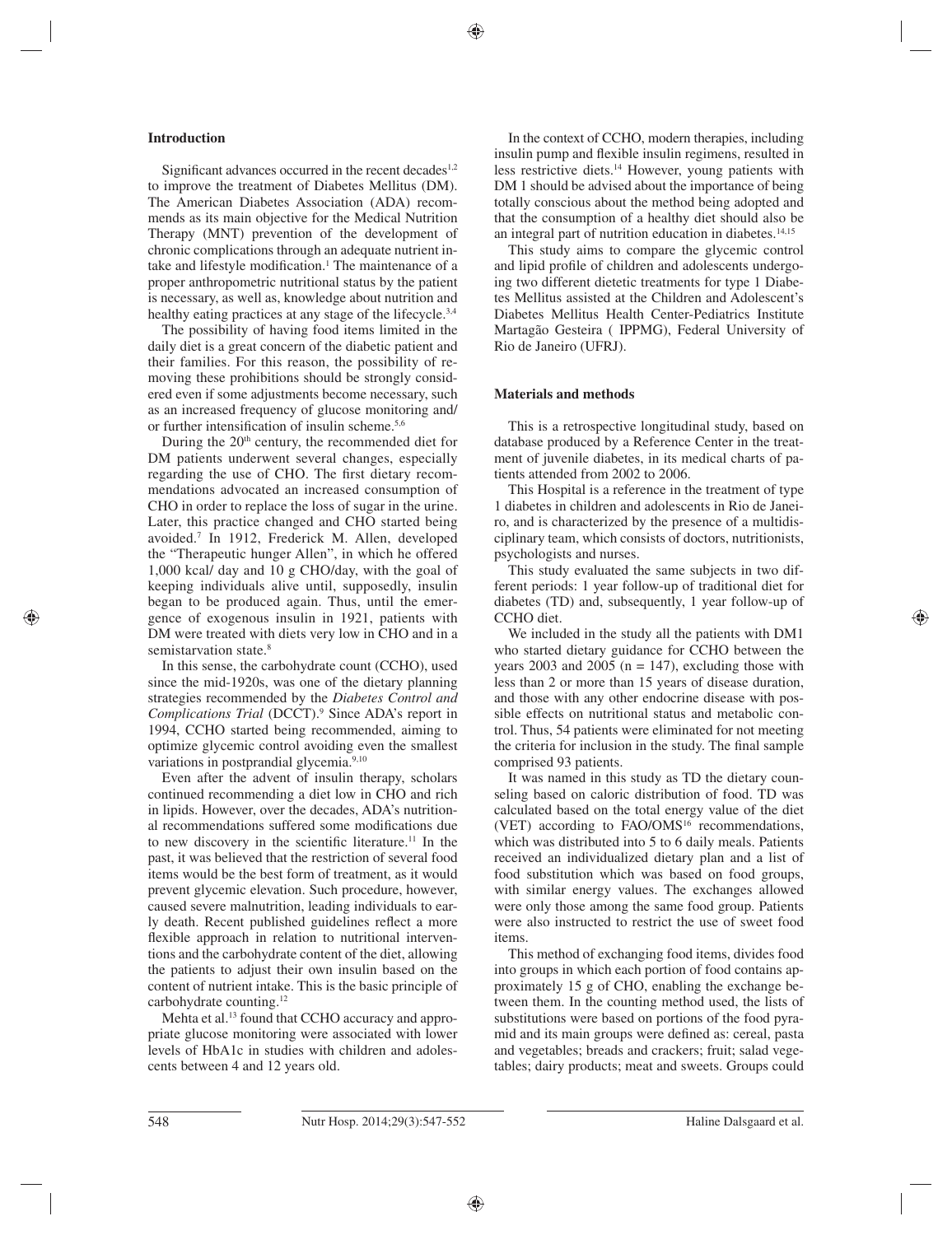## Introduction

Significant advances occurred in the recent decades[1,2] to improve the treatment of Diabetes Mellitus (DM). The American Diabetes Association (ADA) recommends as its main objective for the Medical Nutrition Therapy (MNT) prevention of the development of chronic complications through an adequate nutrient intake and lifestyle modification.[1] The maintenance of a proper anthropometric nutritional status by the patient is necessary, as well as, knowledge about nutrition and healthy eating practices at any stage of the lifecycle.[3,4]

The possibility of having food items limited in the daily diet is a great concern of the diabetic patient and their families. For this reason, the possibility of removing these prohibitions should be strongly considered even if some adjustments become necessary, such as an increased frequency of glucose monitoring and/or further intensification of insulin scheme.[5,6]

During the 20th century, the recommended diet for DM patients underwent several changes, especially regarding the use of CHO. The first dietary recommendations advocated an increased consumption of CHO in order to replace the loss of sugar in the urine. Later, this practice changed and CHO started being avoided.[7] In 1912, Frederick M. Allen, developed the "Therapeutic hunger Allen", in which he offered 1,000 kcal/ day and 10 g CHO/day, with the goal of keeping individuals alive until, supposedly, insulin began to be produced again. Thus, until the emergence of exogenous insulin in 1921, patients with DM were treated with diets very low in CHO and in a semistarvation state.[8]

In this sense, the carbohydrate count (CCHO), used since the mid-1920s, was one of the dietary planning strategies recommended by the *Diabetes Control and Complications Trial* (DCCT).[9] Since ADA's report in 1994, CCHO started being recommended, aiming to optimize glycemic control avoiding even the smallest variations in postprandial glycemia.[9,10]

Even after the advent of insulin therapy, scholars continued recommending a diet low in CHO and rich in lipids. However, over the decades, ADA's nutritional recommendations suffered some modifications due to new discovery in the scientific literature.[11] In the past, it was believed that the restriction of several food items would be the best form of treatment, as it would prevent glycemic elevation. Such procedure, however, caused severe malnutrition, leading individuals to early death. Recent published guidelines reflect a more flexible approach in relation to nutritional interventions and the carbohydrate content of the diet, allowing the patients to adjust their own insulin based on the content of nutrient intake. This is the basic principle of carbohydrate counting.[12]

Mehta et al.[13] found that CCHO accuracy and appropriate glucose monitoring were associated with lower levels of HbA1c in studies with children and adolescents between 4 and 12 years old.

In the context of CCHO, modern therapies, including insulin pump and flexible insulin regimens, resulted in less restrictive diets.[14] However, young patients with DM 1 should be advised about the importance of being totally conscious about the method being adopted and that the consumption of a healthy diet should also be an integral part of nutrition education in diabetes.[14,15]

This study aims to compare the glycemic control and lipid profile of children and adolescents undergoing two different dietetic treatments for type 1 Diabetes Mellitus assisted at the Children and Adolescent's Diabetes Mellitus Health Center-Pediatrics Institute Martagão Gesteira ( IPPMG), Federal University of Rio de Janeiro (UFRJ).

## Materials and methods

This is a retrospective longitudinal study, based on database produced by a Reference Center in the treatment of juvenile diabetes, in its medical charts of patients attended from 2002 to 2006.

This Hospital is a reference in the treatment of type 1 diabetes in children and adolescents in Rio de Janeiro, and is characterized by the presence of a multidisciplinary team, which consists of doctors, nutritionists, psychologists and nurses.

This study evaluated the same subjects in two different periods: 1 year follow-up of traditional diet for diabetes (TD) and, subsequently, 1 year follow-up of CCHO diet.

We included in the study all the patients with DM1 who started dietary guidance for CCHO between the years 2003 and 2005 (n = 147), excluding those with less than 2 or more than 15 years of disease duration, and those with any other endocrine disease with possible effects on nutritional status and metabolic control. Thus, 54 patients were eliminated for not meeting the criteria for inclusion in the study. The final sample comprised 93 patients.

It was named in this study as TD the dietary counseling based on caloric distribution of food. TD was calculated based on the total energy value of the diet (VET) according to FAO/OMS[16] recommendations, which was distributed into 5 to 6 daily meals. Patients received an individualized dietary plan and a list of food substitution which was based on food groups, with similar energy values. The exchanges allowed were only those among the same food group. Patients were also instructed to restrict the use of sweet food items.

This method of exchanging food items, divides food into groups in which each portion of food contains approximately 15 g of CHO, enabling the exchange between them. In the counting method used, the lists of substitutions were based on portions of the food pyramid and its main groups were defined as: cereal, pasta and vegetables; breads and crackers; fruit; salad vegetables; dairy products; meat and sweets. Groups could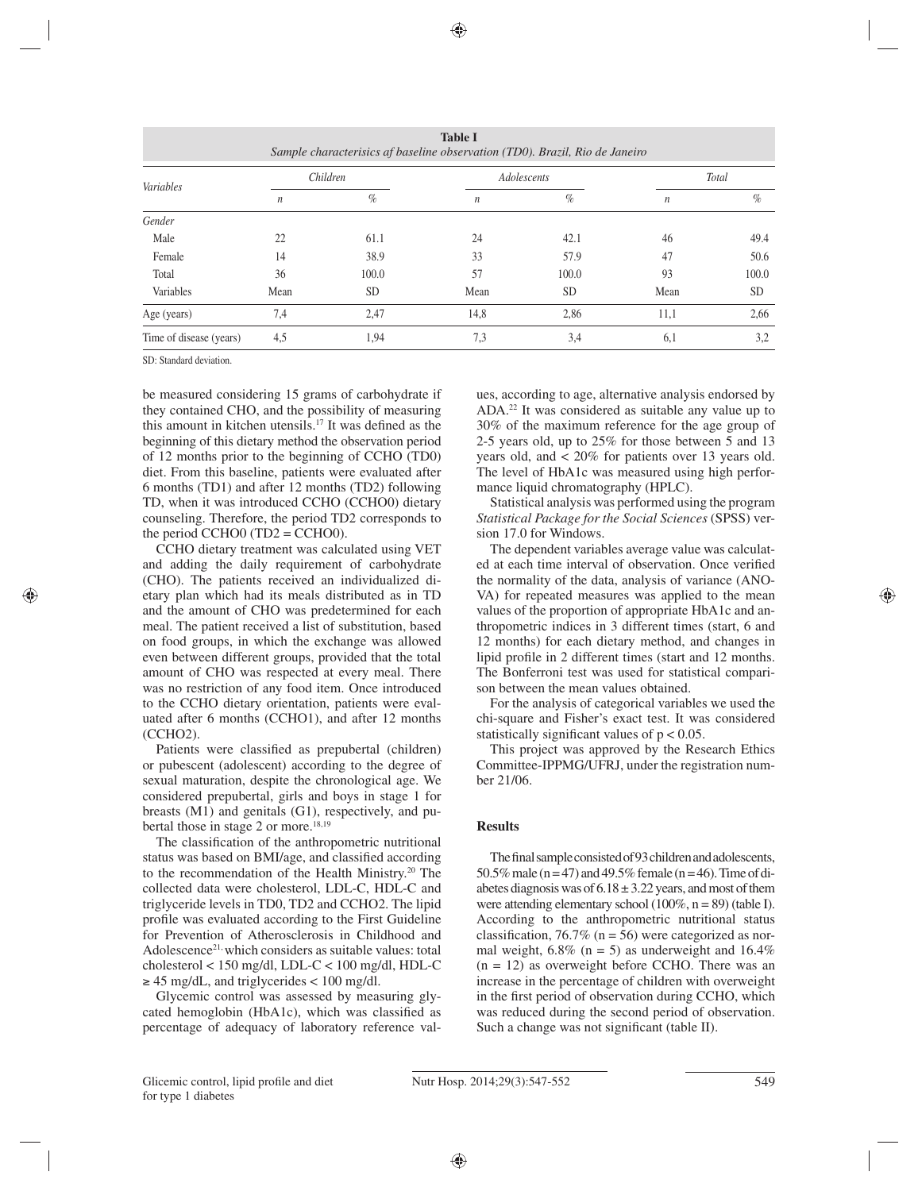**Table I**
*Sample characterisics af baseline observation (TD0). Brazil, Rio de Janeiro*

| *Variables* | *Children* | | *Adolescents* | | *Total* | |
|---|---|---|---|---|---|---|
| | *n* | *%* | *n* | *%* | *n* | *%* |
| *Gender* | | | | | | |
| Male | 22 | 61.1 | 24 | 42.1 | 46 | 49.4 |
| Female | 14 | 38.9 | 33 | 57.9 | 47 | 50.6 |
| Total | 36 | 100.0 | 57 | 100.0 | 93 | 100.0 |
| Variables | Mean | SD | Mean | SD | Mean | SD |
| Age (years) | 7,4 | 2,47 | 14,8 | 2,86 | 11,1 | 2,66 |
| Time of disease (years) | 4,5 | 1,94 | 7,3 | 3,4 | 6,1 | 3,2 |

SD: Standard deviation.

be measured considering 15 grams of carbohydrate if they contained CHO, and the possibility of measuring this amount in kitchen utensils.[17] It was defined as the beginning of this dietary method the observation period of 12 months prior to the beginning of CCHO (TD0) diet. From this baseline, patients were evaluated after 6 months (TD1) and after 12 months (TD2) following TD, when it was introduced CCHO (CCHO0) dietary counseling. Therefore, the period TD2 corresponds to the period CCHO0 (TD2 = CCHO0).

CCHO dietary treatment was calculated using VET and adding the daily requirement of carbohydrate (CHO). The patients received an individualized dietary plan which had its meals distributed as in TD and the amount of CHO was predetermined for each meal. The patient received a list of substitution, based on food groups, in which the exchange was allowed even between different groups, provided that the total amount of CHO was respected at every meal. There was no restriction of any food item. Once introduced to the CCHO dietary orientation, patients were evaluated after 6 months (CCHO1), and after 12 months (CCHO2).

Patients were classified as prepubertal (children) or pubescent (adolescent) according to the degree of sexual maturation, despite the chronological age. We considered prepubertal, girls and boys in stage 1 for breasts (M1) and genitals (G1), respectively, and pubertal those in stage 2 or more.[18,19]

The classification of the anthropometric nutritional status was based on BMI/age, and classified according to the recommendation of the Health Ministry.[20] The collected data were cholesterol, LDL-C, HDL-C and triglyceride levels in TD0, TD2 and CCHO2. The lipid profile was evaluated according to the First Guideline for Prevention of Atherosclerosis in Childhood and Adolescence[21], which considers as suitable values: total cholesterol < 150 mg/dl, LDL-C < 100 mg/dl, HDL-C ≥ 45 mg/dL, and triglycerides < 100 mg/dl.

Glycemic control was assessed by measuring glycated hemoglobin (HbA1c), which was classified as percentage of adequacy of laboratory reference values, according to age, alternative analysis endorsed by ADA.[22] It was considered as suitable any value up to 30% of the maximum reference for the age group of 2-5 years old, up to 25% for those between 5 and 13 years old, and < 20% for patients over 13 years old. The level of HbA1c was measured using high performance liquid chromatography (HPLC).

Statistical analysis was performed using the program *Statistical Package for the Social Sciences* (SPSS) version 17.0 for Windows.

The dependent variables average value was calculated at each time interval of observation. Once verified the normality of the data, analysis of variance (ANOVA) for repeated measures was applied to the mean values of the proportion of appropriate HbA1c and anthropometric indices in 3 different times (start, 6 and 12 months) for each dietary method, and changes in lipid profile in 2 different times (start and 12 months. The Bonferroni test was used for statistical comparison between the mean values obtained.

For the analysis of categorical variables we used the chi-square and Fisher's exact test. It was considered statistically significant values of $p < 0.05$.

This project was approved by the Research Ethics Committee-IPPMG/UFRJ, under the registration number 21/06.

## Results

The final sample consisted of 93 children and adolescents, 50.5% male (n = 47) and 49.5% female (n = 46). Time of diabetes diagnosis was of 6.18 ± 3.22 years, and most of them were attending elementary school (100%, n = 89) (table I). According to the anthropometric nutritional status classification, 76.7% (n = 56) were categorized as normal weight, 6.8% (n = 5) as underweight and 16.4% (n = 12) as overweight before CCHO. There was an increase in the percentage of children with overweight in the first period of observation during CCHO, which was reduced during the second period of observation. Such a change was not significant (table II).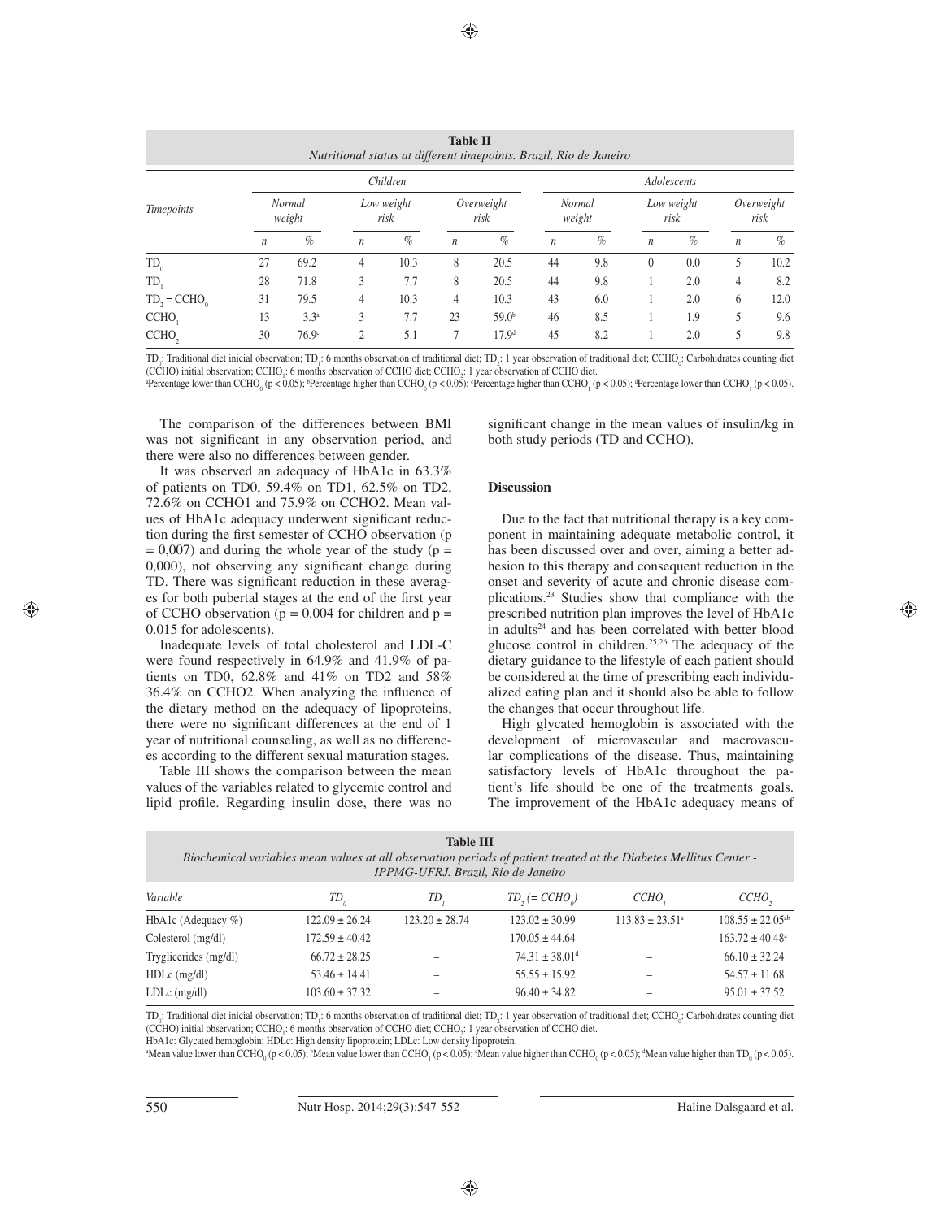**Table II**
*Nutritional status at different timepoints. Brazil, Rio de Janeiro*

| Timepoints | Children | | | | | | Adolescents | | | | | |
|---|---|---|---|---|---|---|---|---|---|---|---|---|
| | Normal weight | | Low weight risk | | Overweight risk | | Normal weight | | Low weight risk | | Overweight risk | |
| | *n* | % | *n* | % | *n* | % | *n* | % | *n* | % | *n* | % |
| $TD_0$ | 27 | 69.2 | 4 | 10.3 | 8 | 20.5 | 44 | 9.8 | 0 | 0.0 | 5 | 10.2 |
| $TD_1$ | 28 | 71.8 | 3 | 7.7 | 8 | 20.5 | 44 | 9.8 | 1 | 2.0 | 4 | 8.2 |
| $TD_2 = CCHO_0$ | 31 | 79.5 | 4 | 10.3 | 4 | 10.3 | 43 | 6.0 | 1 | 2.0 | 6 | 12.0 |
| $CCHO_1$ | 13 | 3.3[a] | 3 | 7.7 | 23 | 59.0[b] | 46 | 8.5 | 1 | 1.9 | 5 | 9.6 |
| $CCHO_2$ | 30 | 76.9[c] | 2 | 5.1 | 7 | 17.9[d] | 45 | 8.2 | 1 | 2.0 | 5 | 9.8 |

$TD_0$: Traditional diet inicial observation; $TD_1$: 6 months observation of traditional diet; $TD_2$: 1 year observation of traditional diet; $CCHO_0$: Carbohidrates counting diet (CCHO) initial observation; $CCHO_1$: 6 months observation of CCHO diet; $CCHO_2$: 1 year observation of CCHO diet.
[a]Percentage lower than $CCHO_0$ ($p < 0.05$); [b]Percentage higher than $CCHO_0$ ($p < 0.05$); [c]Percentage higher than $CCHO_1$ ($p < 0.05$); [d]Percentage lower than $CCHO_1$ ($p < 0.05$).

The comparison of the differences between BMI was not significant in any observation period, and there were also no differences between gender.

It was observed an adequacy of HbA1c in 63.3% of patients on TD0, 59.4% on TD1, 62.5% on TD2, 72.6% on CCHO1 and 75.9% on CCHO2. Mean values of HbA1c adequacy underwent significant reduction during the first semester of CCHO observation ($p = 0{,}007$) and during the whole year of the study ($p = 0{,}000$), not observing any significant change during TD. There was significant reduction in these averages for both pubertal stages at the end of the first year of CCHO observation ($p = 0.004$ for children and $p = 0.015$ for adolescents).

Inadequate levels of total cholesterol and LDL-C were found respectively in 64.9% and 41.9% of patients on TD0, 62.8% and 41% on TD2 and 58% 36.4% on CCHO2. When analyzing the influence of the dietary method on the adequacy of lipoproteins, there were no significant differences at the end of 1 year of nutritional counseling, as well as no differences according to the different sexual maturation stages.

Table III shows the comparison between the mean values of the variables related to glycemic control and lipid profile. Regarding insulin dose, there was no significant change in the mean values of insulin/kg in both study periods (TD and CCHO).

## Discussion

Due to the fact that nutritional therapy is a key component in maintaining adequate metabolic control, it has been discussed over and over, aiming a better adhesion to this therapy and consequent reduction in the onset and severity of acute and chronic disease complications.[23] Studies show that compliance with the prescribed nutrition plan improves the level of HbA1c in adults[24] and has been correlated with better blood glucose control in children.[25,26] The adequacy of the dietary guidance to the lifestyle of each patient should be considered at the time of prescribing each individualized eating plan and it should also be able to follow the changes that occur throughout life.

High glycated hemoglobin is associated with the development of microvascular and macrovascular complications of the disease. Thus, maintaining satisfactory levels of HbA1c throughout the patient's life should be one of the treatments goals. The improvement of the HbA1c adequacy means of

**Table III**
*Biochemical variables mean values at all observation periods of patient treated at the Diabetes Mellitus Center - IPPMG-UFRJ. Brazil, Rio de Janeiro*

| Variable | $TD_0$ | $TD_1$ | $TD_2$ (= $CCHO_0$) | $CCHO_1$ | $CCHO_2$ |
|---|---|---|---|---|---|
| HbA1c (Adequacy %) | 122.09 ± 26.24 | 123.20 ± 28.74 | 123.02 ± 30.99 | 113.83 ± 23.51[a] | 108.55 ± 22.05[ab] |
| Colesterol (mg/dl) | 172.59 ± 40.42 | – | 170.05 ± 44.64 | – | 163.72 ± 40.48[a] |
| Tryglicerides (mg/dl) | 66.72 ± 28.25 | – | 74.31 ± 38.01[d] | – | 66.10 ± 32.24 |
| HDLc (mg/dl) | 53.46 ± 14.41 | – | 55.55 ± 15.92 | – | 54.57 ± 11.68 |
| LDLc (mg/dl) | 103.60 ± 37.32 | – | 96.40 ± 34.82 | – | 95.01 ± 37.52 |

$TD_0$: Traditional diet inicial observation; $TD_1$: 6 months observation of traditional diet; $TD_2$: 1 year observation of traditional diet; $CCHO_0$: Carbohidrates counting diet (CCHO) initial observation; $CCHO_1$: 6 months observation of CCHO diet; $CCHO_2$: 1 year observation of CCHO diet.
HbA1c: Glycated hemoglobin; HDLc: High density lipoprotein; LDLc: Low density lipoprotein.
[a]Mean value lower than $CCHO_0$ ($p < 0.05$); [b]Mean value lower than $CCHO_1$ ($p < 0.05$); [c]Mean value higher than $CCHO_0$ ($p < 0.05$); [d]Mean value higher than $TD_0$ ($p < 0.05$).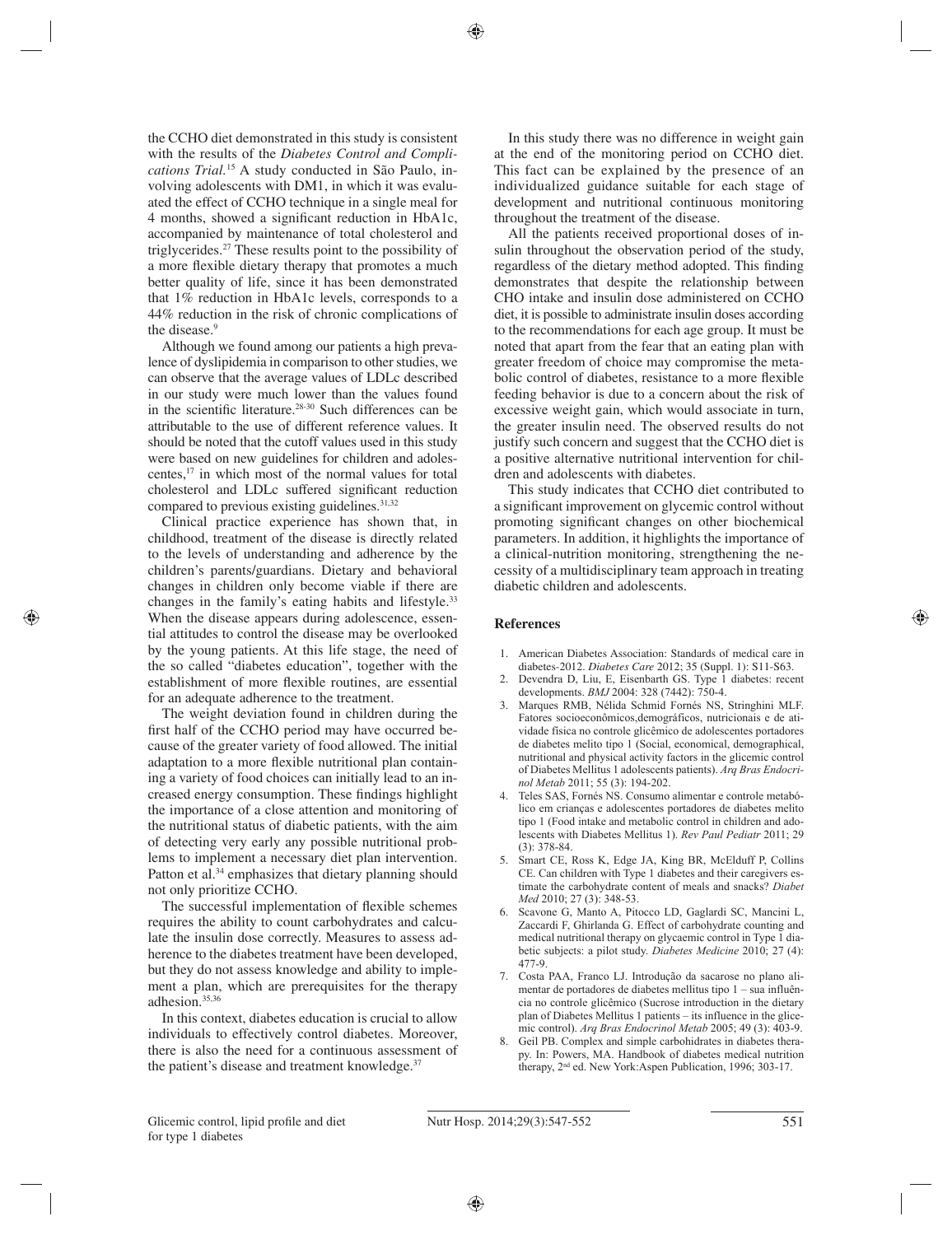the CCHO diet demonstrated in this study is consistent with the results of the *Diabetes Control and Complications Trial.*[15] A study conducted in São Paulo, involving adolescents with DM1, in which it was evaluated the effect of CCHO technique in a single meal for 4 months, showed a significant reduction in HbA1c, accompanied by maintenance of total cholesterol and triglycerides.[27] These results point to the possibility of a more flexible dietary therapy that promotes a much better quality of life, since it has been demonstrated that 1% reduction in HbA1c levels, corresponds to a 44% reduction in the risk of chronic complications of the disease.[9]

Although we found among our patients a high prevalence of dyslipidemia in comparison to other studies, we can observe that the average values of LDLc described in our study were much lower than the values found in the scientific literature.[28-30] Such differences can be attributable to the use of different reference values. It should be noted that the cutoff values used in this study were based on new guidelines for children and adolescentes,[17] in which most of the normal values for total cholesterol and LDLc suffered significant reduction compared to previous existing guidelines.[31,32]

Clinical practice experience has shown that, in childhood, treatment of the disease is directly related to the levels of understanding and adherence by the children's parents/guardians. Dietary and behavioral changes in children only become viable if there are changes in the family's eating habits and lifestyle.[33] When the disease appears during adolescence, essential attitudes to control the disease may be overlooked by the young patients. At this life stage, the need of the so called "diabetes education", together with the establishment of more flexible routines, are essential for an adequate adherence to the treatment.

The weight deviation found in children during the first half of the CCHO period may have occurred because of the greater variety of food allowed. The initial adaptation to a more flexible nutritional plan containing a variety of food choices can initially lead to an increased energy consumption. These findings highlight the importance of a close attention and monitoring of the nutritional status of diabetic patients, with the aim of detecting very early any possible nutritional problems to implement a necessary diet plan intervention. Patton et al.[34] emphasizes that dietary planning should not only prioritize CCHO.

The successful implementation of flexible schemes requires the ability to count carbohydrates and calculate the insulin dose correctly. Measures to assess adherence to the diabetes treatment have been developed, but they do not assess knowledge and ability to implement a plan, which are prerequisites for the therapy adhesion.[35,36]

In this context, diabetes education is crucial to allow individuals to effectively control diabetes. Moreover, there is also the need for a continuous assessment of the patient's disease and treatment knowledge.[37]

In this study there was no difference in weight gain at the end of the monitoring period on CCHO diet. This fact can be explained by the presence of an individualized guidance suitable for each stage of development and nutritional continuous monitoring throughout the treatment of the disease.

All the patients received proportional doses of insulin throughout the observation period of the study, regardless of the dietary method adopted. This finding demonstrates that despite the relationship between CHO intake and insulin dose administered on CCHO diet, it is possible to administrate insulin doses according to the recommendations for each age group. It must be noted that apart from the fear that an eating plan with greater freedom of choice may compromise the metabolic control of diabetes, resistance to a more flexible feeding behavior is due to a concern about the risk of excessive weight gain, which would associate in turn, the greater insulin need. The observed results do not justify such concern and suggest that the CCHO diet is a positive alternative nutritional intervention for children and adolescents with diabetes.

This study indicates that CCHO diet contributed to a significant improvement on glycemic control without promoting significant changes on other biochemical parameters. In addition, it highlights the importance of a clinical-nutrition monitoring, strengthening the necessity of a multidisciplinary team approach in treating diabetic children and adolescents.

## References

1. American Diabetes Association: Standards of medical care in diabetes-2012. *Diabetes Care* 2012; 35 (Suppl. 1): S11-S63.
2. Devendra D, Liu, E, Eisenbarth GS. Type 1 diabetes: recent developments. *BMJ* 2004: 328 (7442): 750-4.
3. Marques RMB, Nélida Schmid Fornés NS, Stringhini MLF. Fatores socioeconômicos,demográficos, nutricionais e de atividade física no controle glicêmico de adolescentes portadores de diabetes melito tipo 1 (Social, economical, demographical, nutritional and physical activity factors in the glycemic control of Diabetes Mellitus 1 adolescents patients). *Arq Bras Endocrinol Metab* 2011; 55 (3): 194-202.
4. Teles SAS, Fornés NS. Consumo alimentar e controle metabólico em crianças e adolescentes portadores de diabetes melito tipo 1 (Food intake and metabolic control in children and adolescents with Diabetes Mellitus 1). *Rev Paul Pediatr* 2011; 29 (3): 378-84.
5. Smart CE, Ross K, Edge JA, King BR, McElduff P, Collins CE. Can children with Type 1 diabetes and their caregivers estimate the carbohydrate content of meals and snacks? *Diabet Med* 2010; 27 (3): 348-53.
6. Scavone G, Manto A, Pitocco LD, Gaglardi SC, Mancini L, Zaccardi F, Ghirlanda G. Effect of carbohydrate counting and medical nutritional therapy on glycaemic control in Type 1 diabetic subjects: a pilot study. *Diabetes Medicine* 2010; 27 (4): 477-9.
7. Costa PAA, Franco LJ. Introdução da sacarose no plano alimentar de portadores de diabetes mellitus tipo 1 – sua influência no controle glicêmico (Sucrose introduction in the dietary plan of Diabetes Mellitus 1 patients – its influence in the glicemic control). *Arq Bras Endocrinol Metab* 2005; 49 (3): 403-9.
8. Geil PB. Complex and simple carbohidrates in diabetes therapy. In: Powers, MA. Handbook of diabetes medical nutrition therapy, 2nd ed. New York:Aspen Publication, 1996; 303-17.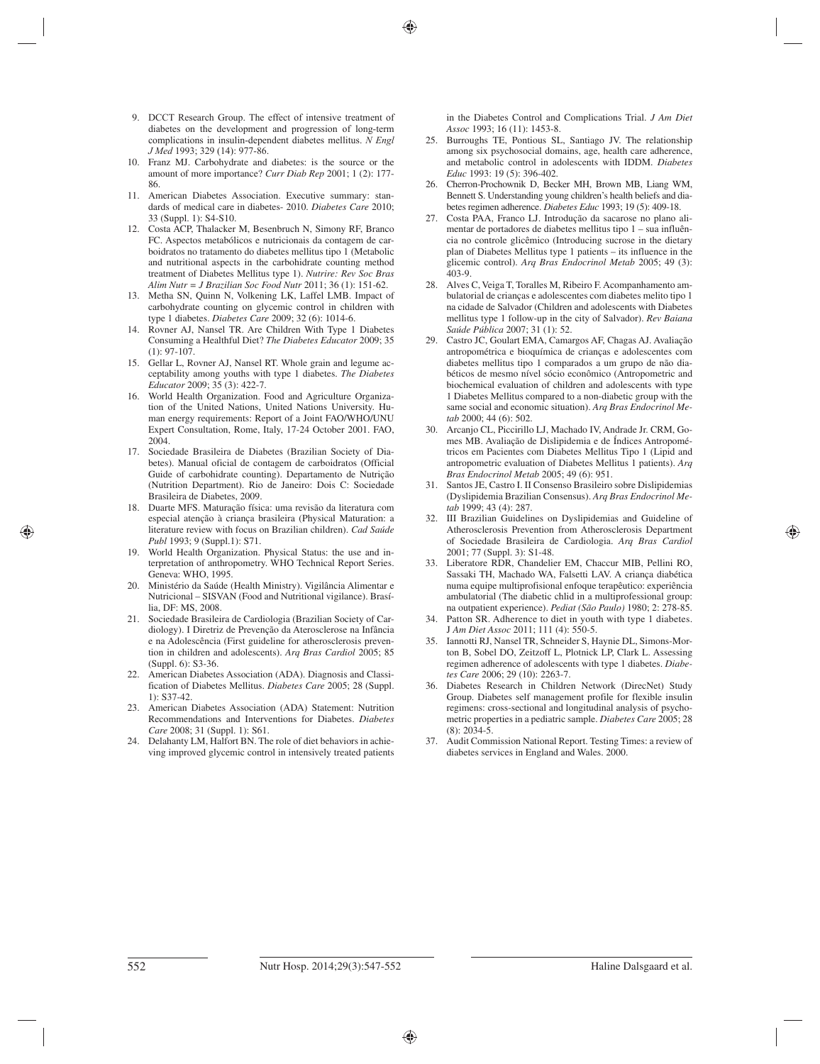9. DCCT Research Group. The effect of intensive treatment of diabetes on the development and progression of long-term complications in insulin-dependent diabetes mellitus. *N Engl J Med* 1993; 329 (14): 977-86.
10. Franz MJ. Carbohydrate and diabetes: is the source or the amount of more importance? *Curr Diab Rep* 2001; 1 (2): 177-86.
11. American Diabetes Association. Executive summary: standards of medical care in diabetes- 2010. *Diabetes Care* 2010; 33 (Suppl. 1): S4-S10.
12. Costa ACP, Thalacker M, Besenbruch N, Simony RF, Branco FC. Aspectos metabólicos e nutricionais da contagem de carboidratos no tratamento do diabetes mellitus tipo 1 (Metabolic and nutritional aspects in the carbohidrate counting method treatment of Diabetes Mellitus type 1). *Nutrire: Rev Soc Bras Alim Nutr = J Brazilian Soc Food Nutr* 2011; 36 (1): 151-62.
13. Metha SN, Quinn N, Volkening LK, Laffel LMB. Impact of carbohydrate counting on glycemic control in children with type 1 diabetes. *Diabetes Care* 2009; 32 (6): 1014-6.
14. Rovner AJ, Nansel TR. Are Children With Type 1 Diabetes Consuming a Healthful Diet? *The Diabetes Educator* 2009; 35 (1): 97-107.
15. Gellar L, Rovner AJ, Nansel RT. Whole grain and legume acceptability among youths with type 1 diabetes. *The Diabetes Educator* 2009; 35 (3): 422-7.
16. World Health Organization. Food and Agriculture Organization of the United Nations, United Nations University. Human energy requirements: Report of a Joint FAO/WHO/UNU Expert Consultation, Rome, Italy, 17-24 October 2001. FAO, 2004.
17. Sociedade Brasileira de Diabetes (Brazilian Society of Diabetes). Manual oficial de contagem de carboidratos (Official Guide of carbohidrate counting). Departamento de Nutrição (Nutrition Department). Rio de Janeiro: Dois C: Sociedade Brasileira de Diabetes, 2009.
18. Duarte MFS. Maturação física: uma revisão da literatura com especial atenção à criança brasileira (Physical Maturation: a literature review with focus on Brazilian children). *Cad Saúde Publ* 1993; 9 (Suppl.1): S71.
19. World Health Organization. Physical Status: the use and interpretation of anthropometry. WHO Technical Report Series. Geneva: WHO, 1995.
20. Ministério da Saúde (Health Ministry). Vigilância Alimentar e Nutricional – SISVAN (Food and Nutritional vigilance). Brasília, DF: MS, 2008.
21. Sociedade Brasileira de Cardiologia (Brazilian Society of Cardiology). I Diretriz de Prevenção da Aterosclerose na Infância e na Adolescência (First guideline for atherosclerosis prevention in children and adolescents). *Arq Bras Cardiol* 2005; 85 (Suppl. 6): S3-36.
22. American Diabetes Association (ADA). Diagnosis and Classification of Diabetes Mellitus. *Diabetes Care* 2005; 28 (Suppl. 1): S37-42.
23. American Diabetes Association (ADA) Statement: Nutrition Recommendations and Interventions for Diabetes. *Diabetes Care* 2008; 31 (Suppl. 1): S61.
24. Delahanty LM, Halfort BN. The role of diet behaviors in achieving improved glycemic control in intensively treated patients in the Diabetes Control and Complications Trial. *J Am Diet Assoc* 1993; 16 (11): 1453-8.
25. Burroughs TE, Pontious SL, Santiago JV. The relationship among six psychosocial domains, age, health care adherence, and metabolic control in adolescents with IDDM. *Diabetes Educ* 1993: 19 (5): 396-402.
26. Cherron-Prochownik D, Becker MH, Brown MB, Liang WM, Bennett S. Understanding young children's health beliefs and diabetes regimen adherence. *Diabetes Educ* 1993; 19 (5): 409-18.
27. Costa PAA, Franco LJ. Introdução da sacarose no plano alimentar de portadores de diabetes mellitus tipo 1 – sua influência no controle glicêmico (Introducing sucrose in the dietary plan of Diabetes Mellitus type 1 patients – its influence in the glicemic control). *Arq Bras Endocrinol Metab* 2005; 49 (3): 403-9.
28. Alves C, Veiga T, Toralles M, Ribeiro F. Acompanhamento ambulatorial de crianças e adolescentes com diabetes melito tipo 1 na cidade de Salvador (Children and adolescents with Diabetes mellitus type 1 follow-up in the city of Salvador). *Rev Baiana Saúde Pública* 2007; 31 (1): 52.
29. Castro JC, Goulart EMA, Camargos AF, Chagas AJ. Avaliação antropométrica e bioquímica de crianças e adolescentes com diabetes mellitus tipo 1 comparados a um grupo de não diabéticos de mesmo nível sócio econômico (Antropometric and biochemical evaluation of children and adolescents with type 1 Diabetes Mellitus compared to a non-diabetic group with the same social and economic situation). *Arq Bras Endocrinol Metab* 2000; 44 (6): 502.
30. Arcanjo CL, Piccirillo LJ, Machado IV, Andrade Jr. CRM, Gomes MB. Avaliação de Dislipidemia e de Índices Antropométricos em Pacientes com Diabetes Mellitus Tipo 1 (Lipid and antropometric evaluation of Diabetes Mellitus 1 patients). *Arq Bras Endocrinol Metab* 2005; 49 (6): 951.
31. Santos JE, Castro I. II Consenso Brasileiro sobre Dislipidemias (Dyslipidemia Brazilian Consensus). *Arq Bras Endocrinol Metab* 1999; 43 (4): 287.
32. III Brazilian Guidelines on Dyslipidemias and Guideline of Atherosclerosis Prevention from Atherosclerosis Department of Sociedade Brasileira de Cardiologia. *Arq Bras Cardiol* 2001; 77 (Suppl. 3): S1-48.
33. Liberatore RDR, Chandelier EM, Chaccur MIB, Pellini RO, Sassaki TH, Machado WA, Falsetti LAV. A criança diabética numa equipe multiprofisional enfoque terapêutico: experiência ambulatorial (The diabetic chlid in a multiprofessional group: na outpatient experience). *Pediat (São Paulo)* 1980; 2: 278-85.
34. Patton SR. Adherence to diet in youth with type 1 diabetes. J *Am Diet Assoc* 2011; 111 (4): 550-5.
35. Iannotti RJ, Nansel TR, Schneider S, Haynie DL, Simons-Morton B, Sobel DO, Zeitzoff L, Plotnick LP, Clark L. Assessing regimen adherence of adolescents with type 1 diabetes. *Diabetes Care* 2006; 29 (10): 2263-7.
36. Diabetes Research in Children Network (DirecNet) Study Group. Diabetes self management profile for flexible insulin regimens: cross-sectional and longitudinal analysis of psychometric properties in a pediatric sample. *Diabetes Care* 2005; 28 (8): 2034-5.
37. Audit Commission National Report. Testing Times: a review of diabetes services in England and Wales. 2000.